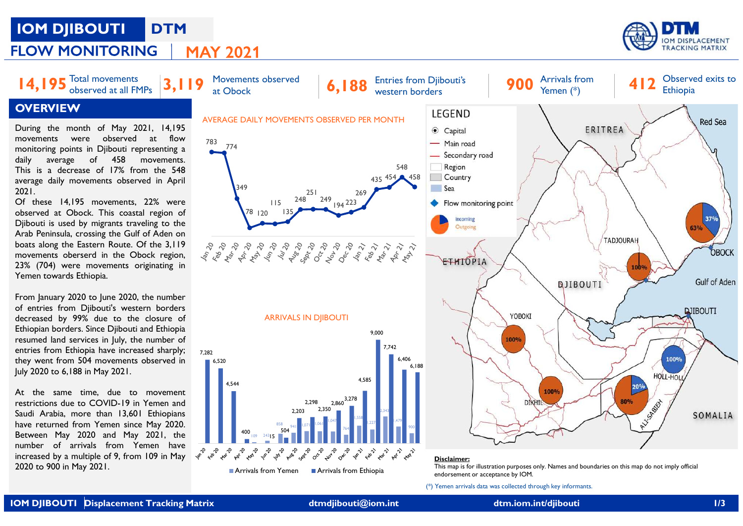# IOM DJIBOUTI DTM

## FLOW MONITORING | MAY 2021

**14,195** Total movements observed at all FMPs

**3,119** Movements observed at Obock

**6,188** Entries from Djibouti's western borders

**900** Arrivals from Yemen (*)

**412** Observed exits to Ethiopia

## OVERVIEW

During the month of May 2021, 14,195 movements were observed at flow monitoring points in Djibouti representing a daily average of 458 movements. This is a decrease of 17% from the 548 average daily movements observed in April 2021.

Of these 14,195 movements, 22% were observed at Obock. This coastal region of Djibouti is used by migrants traveling to the Arab Peninsula, crossing the Gulf of Aden on boats along the Eastern Route. Of the 3,119 movements oberserd in the Obock region, 23% (704) were movements originating in Yemen towards Ethiopia.

From January 2020 to June 2020, the number of entries from Djibouti's western borders decreased by 99% due to the closure of Ethiopian borders. Since Djibouti and Ethiopia resumed land services in July, the number of entries from Ethiopia have increased sharply; they went from 504 movements observed in July 2020 to 6,188 in May 2021.

At the same time, due to movement restrictions due to COVID-19 in Yemen and Saudi Arabia, more than 13,601 Ethiopians have returned from Yemen since May 2020. Between May 2020 and May 2021, the number of arrivals from Yemen have increased by a multiple of 9, from 109 in May 2020 to 900 in May 2021.

### AVERAGE DAILY MOVEMENTS OBSERVED PER MONTH

| Month | Average daily movements |
|---|---|
| Jan 20 | 783 |
| Feb 20 | 774 |
| Mar 20 | 349 |
| Apr 20 | 78 |
| May 20 | 120 |
| Jun 20 | 115 |
| Jul 20 | 135 |
| Aug 20 | 248 |
| Sept 20 | 251 |
| Oct 20 | 249 |
| Nov 20 | 194 |
| Dec 20 | 223 |
| Jan 21 | 269 |
| Feb 21 | 435 |
| Mar 21 | 454 |
| Apr 21 | 548 |
| May 21 | 458 |

### ARRIVALS IN DJIBOUTI

| Month | Arrivals from Yemen | Arrivals from Ethiopia |
|---|---|---|
| Jan 20 | | 7,282 |
| Feb 20 | | 6,520 |
| Mar 20 | | 4,544 |
| Apr 20 | | 400 |
| May 20 | 109 | |
| Jun 20 | 243 | 15 |
| July 20 | 858 | 504 |
| Aug 20 | 941 | 2,203 |
| Sept 20 | 1,071 | 2,298 |
| Oct 20 | 1,061 | 2,350 |
| Nov 20 | 1,047 | 2,860 |
| Dec 20 | 764 | 3,278 |
| Jan 21 | 1,558 | 4,585 |
| Feb 21 | 1,227 | 9,000 |
| Mar 21 | 2,343 | 7,742 |
| Apr 21 | 1,479 | 6,406 |
| May 21 | 900 | 6,188 |

**Map legend:** Capital; Main road; Secondary road; Region; Country; Sea; Flow monitoring point; incoming / Outgoing

Map labels: ERITREA, Red Sea, ETHIOPIA, DJIBOUTI, TADJOURAH (100%), OBOCK (incoming 37%, outgoing 63%), Gulf of Aden, DJIBOUTI, YOBOKI (100%), DIKHIL (100%), HOLL-HOLL (100%), ALI-SABIEH (20%, 80%), SOMALIA

**Disclaimer:**
This map is for illustration purposes only. Names and boundaries on this map do not imply official endorsement or acceptance by IOM.

(*) Yemen arrivals data was collected through key informants.

IOM DJIBOUTI | Displacement Tracking Matrix | dtmdjibouti@iom.int | dtm.iom.int/djibouti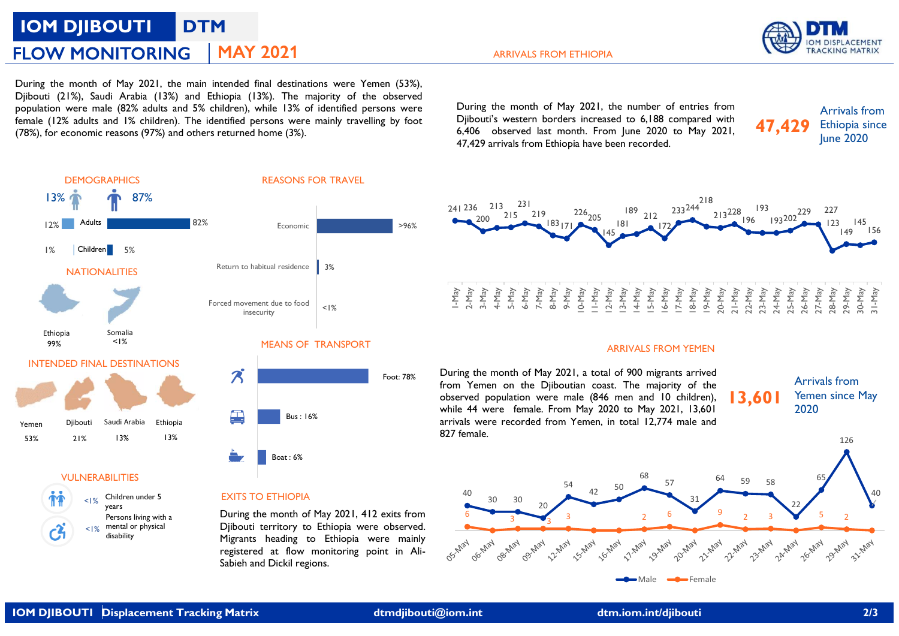# IOM DJIBOUTI DTM

## FLOW MONITORING | MAY 2021

During the month of May 2021, the main intended final destinations were Yemen (53%), Djibouti (21%), Saudi Arabia (13%) and Ethiopia (13%). The majority of the observed population were male (82% adults and 5% children), while 13% of identified persons were female (12% adults and 1% children). The identified persons were mainly travelling by foot (78%), for economic reasons (97%) and others returned home (3%).

### DEMOGRAPHICS

13% female — 87% male

| | Female | Male |
|---|---|---|
| Adults | 12% | 82% |
| Children | 1% | 5% |

### NATIONALITIES

- Ethiopia 99%
- Somalia <1%

### INTENDED FINAL DESTINATIONS

| Yemen | Djibouti | Saudi Arabia | Ethiopia |
|---|---|---|---|
| 53% | 21% | 13% | 13% |

### VULNERABILITIES

- <1% Children under 5 years
- <1% Persons living with a mental or physical disability

### REASONS FOR TRAVEL

| Reason | % |
|---|---|
| Economic | >96% |
| Return to habitual residence | 3% |
| Forced movement due to food insecurity | <1% |

### MEANS OF TRANSPORT

| Means | % |
|---|---|
| Foot | 78% |
| Bus | 16% |
| Boat | 6% |

### EXITS TO ETHIOPIA

During the month of May 2021, 412 exits from Djibouti territory to Ethiopia were observed. Migrants heading to Ethiopia were mainly registered at flow monitoring point in Ali-Sabieh and Dickil regions.

### ARRIVALS FROM ETHIOPIA

During the month of May 2021, the number of entries from Djibouti's western borders increased to 6,188 compared with 6,406 observed last month. From June 2020 to May 2021, 47,429 arrivals from Ethiopia have been recorded.

**47,429** Arrivals from Ethiopia since June 2020

| Date | Arrivals |
|---|---|
| 1-May | 241 |
| 2-May | 236 |
| 3-May | 200 |
| 4-May | 213 |
| 5-May | 215 |
| 6-May | 231 |
| 7-May | 219 |
| 8-May | 183 |
| 9-May | 171 |
| 10-May | 226 |
| 11-May | 205 |
| 12-May | 145 |
| 13-May | 181 |
| 14-May | 189 |
| 15-May | 212 |
| 16-May | 172 |
| 17-May | 233 |
| 18-May | 244 |
| 19-May | 218 |
| 20-May | 213 |
| 21-May | 228 |
| 22-May | 196 |
| 23-May | 193 |
| 24-May | 193 |
| 25-May | 202 |
| 26-May | 229 |
| 27-May | 227 |
| 28-May | 123 |
| 29-May | 149 |
| 30-May | 145 |
| 31-May | 156 |

### ARRIVALS FROM YEMEN

During the month of May 2021, a total of 900 migrants arrived from Yemen on the Djiboutian coast. The majority of the observed population were male (846 men and 10 children), while 44 were female. From May 2020 to May 2021, 13,601 arrivals were recorded from Yemen, in total 12,774 male and 827 female.

**13,601** Arrivals from Yemen since May 2020

| Date | Male | Female |
|---|---|---|
| 05-May | 40 | 6 |
| 06-May | 30 | |
| 08-May | 30 | 3 |
| 09-May | 20 | 3 |
| 12-May | 54 | 3 |
| 15-May | 42 | |
| 16-May | 50 | |
| 17-May | 68 | 2 |
| 19-May | 57 | 6 |
| 20-May | 31 | |
| 21-May | 64 | 9 |
| 22-May | 59 | 2 |
| 23-May | 58 | 3 |
| 24-May | 22 | |
| 26-May | 65 | 5 |
| 29-May | 126 | 2 |
| 31-May | 40 | |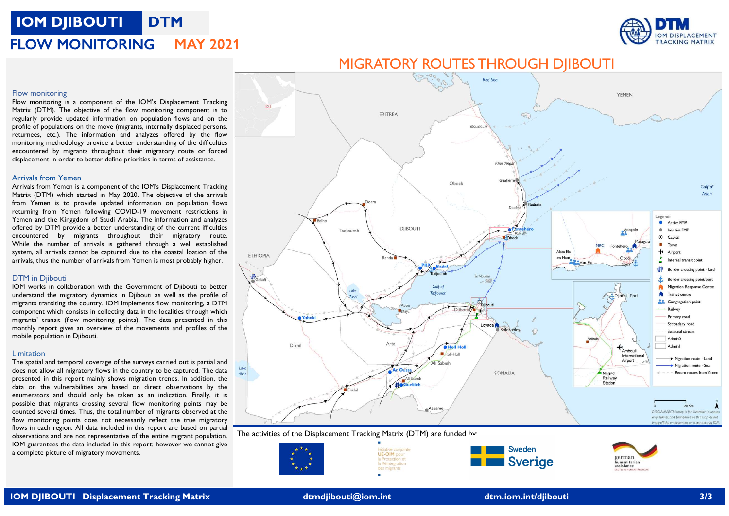# IOM DJIBOUTI DTM

## FLOW MONITORING | MAY 2021

### Flow monitoring

Flow monitoring is a component of the IOM's Displacement Tracking Matrix (DTM). The objective of the flow monitoring component is to regularly provide updated information on population flows and on the profile of populations on the move (migrants, internally displaced persons, returnees, etc.). The information and analyzes offered by the flow monitoring methodology provide a better understanding of the difficulties encountered by migrants throughout their migratory route or forced displacement in order to better define priorities in terms of assistance.

### Arrivals from Yemen

Arrivals from Yemen is a component of the IOM's Displacement Tracking Matrix (DTM) which started in May 2020. The objective of the arrivals from Yemen is to provide updated information on population flows returning from Yemen following COVID-19 movement restrictions in Yemen and the Kinggdom of Saudi Arabia. The information and analyzes offered by DTM provide a better understanding of the current ifficulties encountered by migrants throughout their migratory route. While the number of arrivals is gathered through a well established system, all arrivals cannot be captured due to the coastal loation of the arrivals, thus the number of arrivals from Yemen is most probably higher.

### DTM in Djibouti

IOM works in collaboration with the Government of Djibouti to better understand the migratory dynamics in Djibouti as well as the profile of migrants transiting the country. IOM implements flow monitoring, a DTM component which consists in collecting data in the localities through which migrants' transit (flow monitoring points). The data presented in this monthly report gives an overview of the movements and profiles of the mobile population in Djibouti.

### Limitation

The spatial and temporal coverage of the surveys carried out is partial and does not allow all migratory flows in the country to be captured. The data presented in this report mainly shows migration trends. In addition, the data on the vulnerabilities are based on direct observations by the enumerators and should only be taken as an indication. Finally, it is possible that migrants crossing several flow monitoring points may be counted several times. Thus, the total number of migrants observed at the flow monitoring points does not necessarily reflect the true migratory flows in each region. All data included in this report are based on partial observations and are not representative of the entire migrant population. IOM guarantees the data included in this report; however we cannot give a complete picture of migratory movements.

## MIGRATORY ROUTES THROUGH DJIBOUTI

Red Sea
YEMEN
ERITREA
Moulhoulé
Khor 'Angar
Obock
Guaherre
Gulf of Aden
Doubia
Godoria
Dorra
Balho
Tadjourah
DJIBOUTI
Fontehero
Ras-Bir
Obock
ETHIOPIA
Randa
PK9
Badaf
Tadjourah
Galafi
Lake 'Assal
Gulf of Tadjourah
Île Moucha
Yoboki
Abou Maya
Djibouti
Djibouti
Loyada
Kalalanley
Dikhil
Arta
Holl Holl
Holl-Holl
Ali Sabieh
Lake Abhe
Ar Oussa
Ali Sabieh
Guelileh
SOMALIA
Dikhil
Assamo

Adegolo
Masagara
MRC
Fontehero
Alaita Ela en Haut
Alat Ela
Obock town

Djibouti Port
Balbala
Ambouli International Airport
Nagad Railway Station

Legend:
Active FMP
Inactive FMP
Capital
Town
Airport
Internal transit point
Border crossing point - land
Border crossing point/port
Migration Response Centre
Transit centre
Congregation point
Railway
Primary road
Secondary road
Seasonal stream
Admin0
Admin1
Migration route - Land
Migration route - Sea
Return routes from Yemen

0 20 Km

DISCLAIMER: This map is for illustration purposes only. Names and boundaries on this map do not imply official endorsement or acceptance by IOM.

The activities of the Displacement Tracking Matrix (DTM) are funded by:

Initiative conjointe UE-OIM pour la Protection et la Réintégration des migrants

Sweden Sverige

german humanitarian assistance